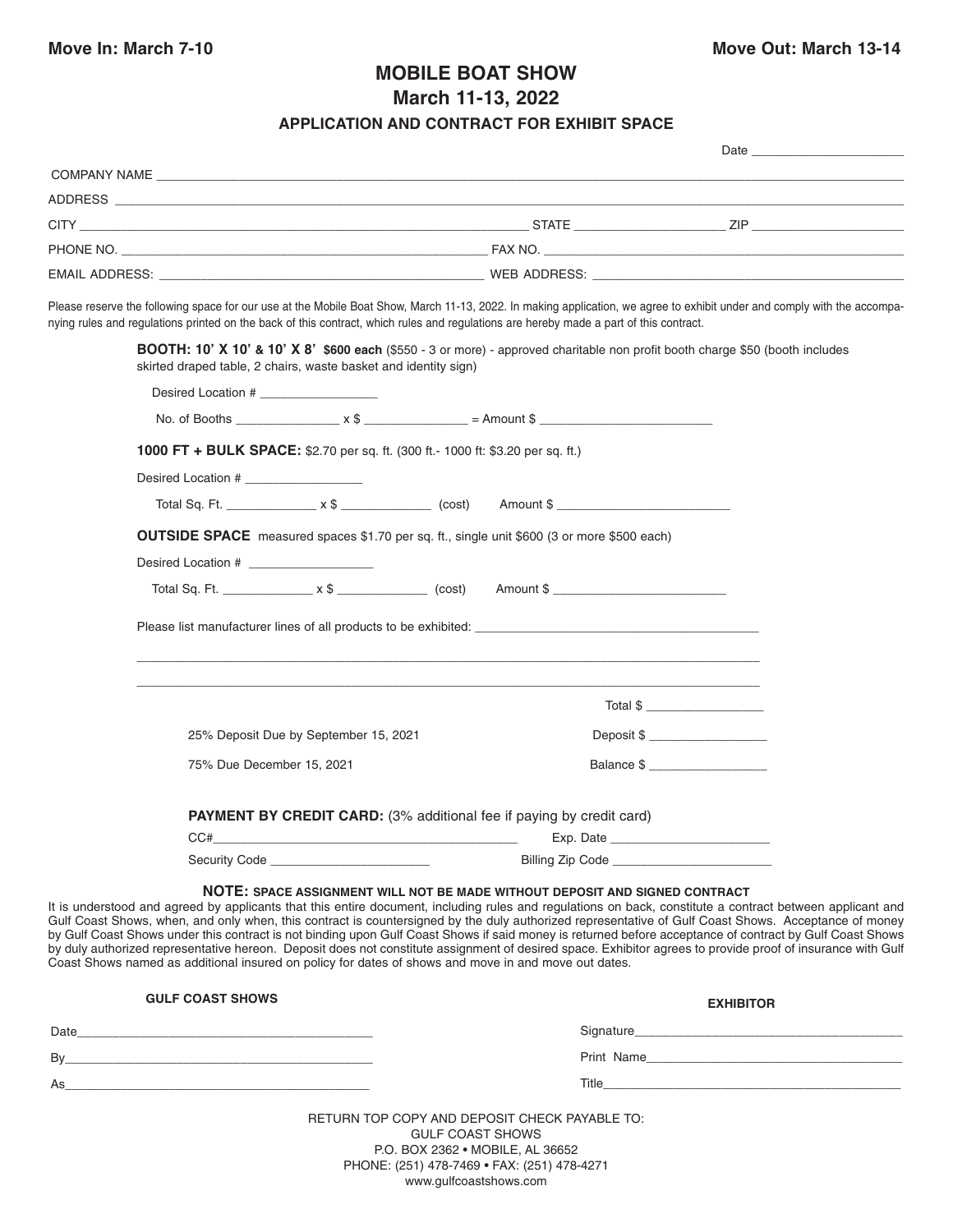**Move In: March 7-10** **Move Out: March 13-14**

# MOBILE BOAT SHOW

## March 11-13, 2022

### APPLICATION AND CONTRACT FOR EXHIBIT SPACE

Date ______________________

COMPANY NAME ______________________________________________________________

ADDRESS ______________________________________________________________

CITY ____________________________________ STATE ______________________ ZIP ______________________

PHONE NO. ____________________________________ FAX NO. ____________________________________

EMAIL ADDRESS: ____________________________________ WEB ADDRESS: ____________________________________

Please reserve the following space for our use at the Mobile Boat Show, March 11-13, 2022. In making application, we agree to exhibit under and comply with the accompanying rules and regulations printed on the back of this contract, which rules and regulations are hereby made a part of this contract.

**BOOTH: 10' X 10' & 10' X 8' $600 each** ($550 - 3 or more) - approved charitable non profit booth charge $50 (booth includes skirted draped table, 2 chairs, waste basket and identity sign)

Desired Location # _________________

No. of Booths _______________ x $ _______________ = Amount $ _________________________

**1000 FT + BULK SPACE:** $2.70 per sq. ft. (300 ft.- 1000 ft: $3.20 per sq. ft.)

Desired Location # _________________

Total Sq. Ft. _____________ x $ _____________ (cost) Amount $ _________________________

**OUTSIDE SPACE** measured spaces $1.70 per sq. ft., single unit $600 (3 or more $500 each)

Desired Location # _________________

Total Sq. Ft. _____________ x $ _____________ (cost) Amount $ _________________________

Please list manufacturer lines of all products to be exhibited: __________________________________________

______________________________________________________________

______________________________________________________________

Total $ _________________

25% Deposit Due by September 15, 2021 Deposit $ _________________

75% Due December 15, 2021 Balance $ _________________

**PAYMENT BY CREDIT CARD:** (3% additional fee if paying by credit card)

CC#_____________________________________________ Exp. Date _______________________

Security Code _______________________ Billing Zip Code _______________________

**NOTE: SPACE ASSIGNMENT WILL NOT BE MADE WITHOUT DEPOSIT AND SIGNED CONTRACT**

It is understood and agreed by applicants that this entire document, including rules and regulations on back, constitute a contract between applicant and Gulf Coast Shows, when, and only when, this contract is countersigned by the duly authorized representative of Gulf Coast Shows. Acceptance of money by Gulf Coast Shows under this contract is not binding upon Gulf Coast Shows if said money is returned before acceptance of contract by Gulf Coast Shows by duly authorized representative hereon. Deposit does not constitute assignment of desired space. Exhibitor agrees to provide proof of insurance with Gulf Coast Shows named as additional insured on policy for dates of shows and move in and move out dates.

**GULF COAST SHOWS**

Date_____________________________________________

By_____________________________________________

As_____________________________________________

**EXHIBITOR**

Signature_____________________________________________

Print Name_____________________________________________

Title_____________________________________________

RETURN TOP COPY AND DEPOSIT CHECK PAYABLE TO:
GULF COAST SHOWS
P.O. BOX 2362 • MOBILE, AL 36652
PHONE: (251) 478-7469 • FAX: (251) 478-4271
www.gulfcoastshows.com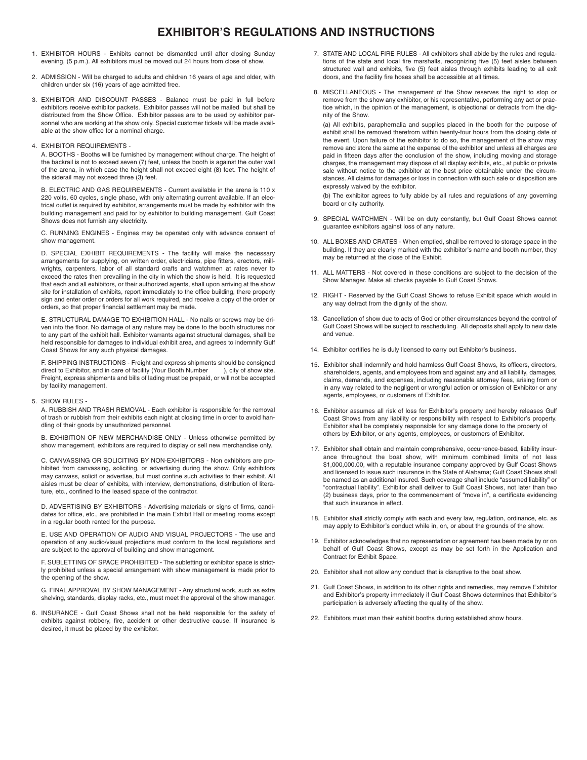# EXHIBITOR'S REGULATIONS AND INSTRUCTIONS

1. EXHIBITOR HOURS - Exhibits cannot be dismantled until after closing Sunday evening, (5 p.m.). All exhibitors must be moved out 24 hours from close of show.

2. ADMISSION - Will be charged to adults and children 16 years of age and older, with children under six (16) years of age admitted free.

3. EXHIBITOR AND DISCOUNT PASSES - Balance must be paid in full before exhibitors receive exhibitor packets. Exhibitor passes will not be mailed but shall be distributed from the Show Office. Exhibitor passes are to be used by exhibitor personnel who are working at the show only. Special customer tickets will be made available at the show office for a nominal charge.

4. EXHIBITOR REQUIREMENTS -

   A. BOOTHS - Booths will be furnished by management without charge. The height of the backrail is not to exceed seven (7) feet, unless the booth is against the outer wall of the arena, in which case the height shall not exceed eight (8) feet. The height of the siderail may not exceed three (3) feet.

   B. ELECTRIC AND GAS REQUIREMENTS - Current available in the arena is 110 x 220 volts, 60 cycles, single phase, with only alternating current available. If an electrical outlet is required by exhibitor, arrangements must be made by exhibitor with the building management and paid for by exhibitor to building management. Gulf Coast Shows does not furnish any electricity.

   C. RUNNING ENGINES - Engines may be operated only with advance consent of show management.

   D. SPECIAL EXHIBIT REQUIREMENTS - The facility will make the necessary arrangements for supplying, on written order, electricians, pipe fitters, erectors, millwrights, carpenters, labor of all standard crafts and watchmen at rates never to exceed the rates then prevailing in the city in which the show is held. It is requested that each and all exhibitors, or their authorized agents, shall upon arriving at the show site for installation of exhibits, report immediately to the office building, there properly sign and enter order or orders for all work required, and receive a copy of the order or orders, so that proper financial settlement may be made.

   E. STRUCTURAL DAMAGE TO EXHIBITION HALL - No nails or screws may be driven into the floor. No damage of any nature may be done to the booth structures nor to any part of the exhibit hall. Exhibitor warrants against structural damages, shall be held responsible for damages to individual exhibit area, and agrees to indemnify Gulf Coast Shows for any such physical damages.

   F. SHIPPING INSTRUCTIONS - Freight and express shipments should be consigned direct to Exhibitor, and in care of facility (Your Booth Number ), city of show site. Freight, express shipments and bills of lading must be prepaid, or will not be accepted by facility management.

5. SHOW RULES -

   A. RUBBISH AND TRASH REMOVAL - Each exhibitor is responsible for the removal of trash or rubbish from their exhibits each night at closing time in order to avoid handling of their goods by unauthorized personnel.

   B. EXHIBITION OF NEW MERCHANDISE ONLY - Unless otherwise permitted by show management, exhibitors are required to display or sell new merchandise only.

   C. CANVASSING OR SOLICITING BY NON-EXHIBITORS - Non exhibitors are prohibited from canvassing, soliciting, or advertising during the show. Only exhibitors may canvass, solicit or advertise, but must confine such activities to their exhibit. All aisles must be clear of exhibits, with interview, demonstrations, distribution of literature, etc., confined to the leased space of the contractor.

   D. ADVERTISING BY EXHIBITORS - Advertising materials or signs of firms, candidates for office, etc., are prohibited in the main Exhibit Hall or meeting rooms except in a regular booth rented for the purpose.

   E. USE AND OPERATION OF AUDIO AND VISUAL PROJECTORS - The use and operation of any audio/visual projections must conform to the local regulations and are subject to the approval of building and show management.

   F. SUBLETTING OF SPACE PROHIBITED - The subletting or exhibitor space is strictly prohibited unless a special arrangement with show management is made prior to the opening of the show.

   G. FINAL APPROVAL BY SHOW MANAGEMENT - Any structural work, such as extra shelving, standards, display racks, etc., must meet the approval of the show manager.

6. INSURANCE - Gulf Coast Shows shall not be held responsible for the safety of exhibits against robbery, fire, accident or other destructive cause. If insurance is desired, it must be placed by the exhibitor.

7. STATE AND LOCAL FIRE RULES - All exhibitors shall abide by the rules and regulations of the state and local fire marshalls, recognizing five (5) feet aisles between structured wall and exhibits, five (5) feet aisles through exhibits leading to all exit doors, and the facility fire hoses shall be accessible at all times.

8. MISCELLANEOUS - The management of the Show reserves the right to stop or remove from the show any exhibitor, or his representative, performing any act or practice which, in the opinion of the management, is objectional or detracts from the dignity of the Show.

   (a) All exhibits, paraphernalia and supplies placed in the booth for the purpose of exhibit shall be removed therefrom within twenty-four hours from the closing date of the event. Upon failure of the exhibitor to do so, the management of the show may remove and store the same at the expense of the exhibitor and unless all charges are paid in fifteen days after the conclusion of the show, including moving and storage charges, the management may dispose of all display exhibits, etc., at public or private sale without notice to the exhibitor at the best price obtainable under the circumstances. All claims for damages or loss in connection with such sale or disposition are expressly waived by the exhibitor.

   (b) The exhibitor agrees to fully abide by all rules and regulations of any governing board or city authority.

9. SPECIAL WATCHMEN - Will be on duty constantly, but Gulf Coast Shows cannot guarantee exhibitors against loss of any nature.

10. ALL BOXES AND CRATES - When emptied, shall be removed to storage space in the building. If they are clearly marked with the exhibitor's name and booth number, they may be returned at the close of the Exhibit.

11. ALL MATTERS - Not covered in these conditions are subject to the decision of the Show Manager. Make all checks payable to Gulf Coast Shows.

12. RIGHT - Reserved by the Gulf Coast Shows to refuse Exhibit space which would in any way detract from the dignity of the show.

13. Cancellation of show due to acts of God or other circumstances beyond the control of Gulf Coast Shows will be subject to rescheduling. All deposits shall apply to new date and venue.

14. Exhibitor certifies he is duly licensed to carry out Exhibitor's business.

15. Exhibitor shall indemnify and hold harmless Gulf Coast Shows, its officers, directors, shareholders, agents, and employees from and against any and all liability, damages, claims, demands, and expenses, including reasonable attorney fees, arising from or in any way related to the negligent or wrongful action or omission of Exhibitor or any agents, employees, or customers of Exhibitor.

16. Exhibitor assumes all risk of loss for Exhibitor's property and hereby releases Gulf Coast Shows from any liability or responsibility with respect to Exhibitor's property. Exhibitor shall be completely responsible for any damage done to the property of others by Exhibitor, or any agents, employees, or customers of Exhibitor.

17. Exhibitor shall obtain and maintain comprehensive, occurrence-based, liability insurance throughout the boat show, with minimum combined limits of not less $1,000,000.00, with a reputable insurance company approved by Gulf Coast Shows and licensed to issue such insurance in the State of Alabama; Gulf Coast Shows shall be named as an additional insured. Such coverage shall include "assumed liability" or "contractual liability". Exhibitor shall deliver to Gulf Coast Shows, not later than two (2) business days, prior to the commencement of "move in", a certificate evidencing that such insurance in effect.

18. Exhibitor shall strictly comply with each and every law, regulation, ordinance, etc. as may apply to Exhibitor's conduct while in, on, or about the grounds of the show.

19. Exhibitor acknowledges that no representation or agreement has been made by or on behalf of Gulf Coast Shows, except as may be set forth in the Application and Contract for Exhibit Space.

20. Exhibitor shall not allow any conduct that is disruptive to the boat show.

21. Gulf Coast Shows, in addition to its other rights and remedies, may remove Exhibitor and Exhibitor's property immediately if Gulf Coast Shows determines that Exhibitor's participation is adversely affecting the quality of the show.

22. Exhibitors must man their exhibit booths during established show hours.